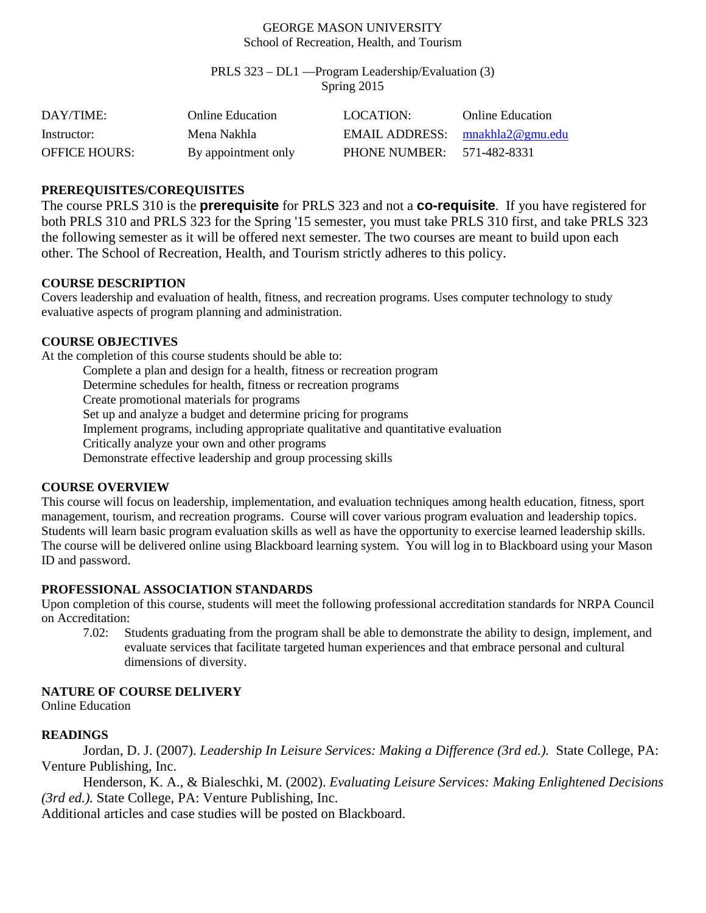GEORGE MASON UNIVERSITY
School of Recreation, Health, and Tourism

PRLS 323 – DL1 —Program Leadership/Evaluation (3)
Spring 2015

| DAY/TIME: | Online Education | LOCATION: | Online Education |
|---|---|---|---|
| Instructor: | Mena Nakhla | EMAIL ADDRESS: | mnakhla2@gmu.edu |
| OFFICE HOURS: | By appointment only | PHONE NUMBER: | 571-482-8331 |

## PREREQUISITES/COREQUISITES

The course PRLS 310 is the **prerequisite** for PRLS 323 and not a **co-requisite**. If you have registered for both PRLS 310 and PRLS 323 for the Spring '15 semester, you must take PRLS 310 first, and take PRLS 323 the following semester as it will be offered next semester. The two courses are meant to build upon each other. The School of Recreation, Health, and Tourism strictly adheres to this policy.

## COURSE DESCRIPTION

Covers leadership and evaluation of health, fitness, and recreation programs. Uses computer technology to study evaluative aspects of program planning and administration.

## COURSE OBJECTIVES

At the completion of this course students should be able to:

- Complete a plan and design for a health, fitness or recreation program
- Determine schedules for health, fitness or recreation programs
- Create promotional materials for programs
- Set up and analyze a budget and determine pricing for programs
- Implement programs, including appropriate qualitative and quantitative evaluation
- Critically analyze your own and other programs
- Demonstrate effective leadership and group processing skills

## COURSE OVERVIEW

This course will focus on leadership, implementation, and evaluation techniques among health education, fitness, sport management, tourism, and recreation programs. Course will cover various program evaluation and leadership topics. Students will learn basic program evaluation skills as well as have the opportunity to exercise learned leadership skills. The course will be delivered online using Blackboard learning system. You will log in to Blackboard using your Mason ID and password.

## PROFESSIONAL ASSOCIATION STANDARDS

Upon completion of this course, students will meet the following professional accreditation standards for NRPA Council on Accreditation:

7.02: Students graduating from the program shall be able to demonstrate the ability to design, implement, and evaluate services that facilitate targeted human experiences and that embrace personal and cultural dimensions of diversity.

## NATURE OF COURSE DELIVERY

Online Education

## READINGS

Jordan, D. J. (2007). *Leadership In Leisure Services: Making a Difference (3rd ed.).* State College, PA: Venture Publishing, Inc.

Henderson, K. A., & Bialeschki, M. (2002). *Evaluating Leisure Services: Making Enlightened Decisions (3rd ed.).* State College, PA: Venture Publishing, Inc.

Additional articles and case studies will be posted on Blackboard.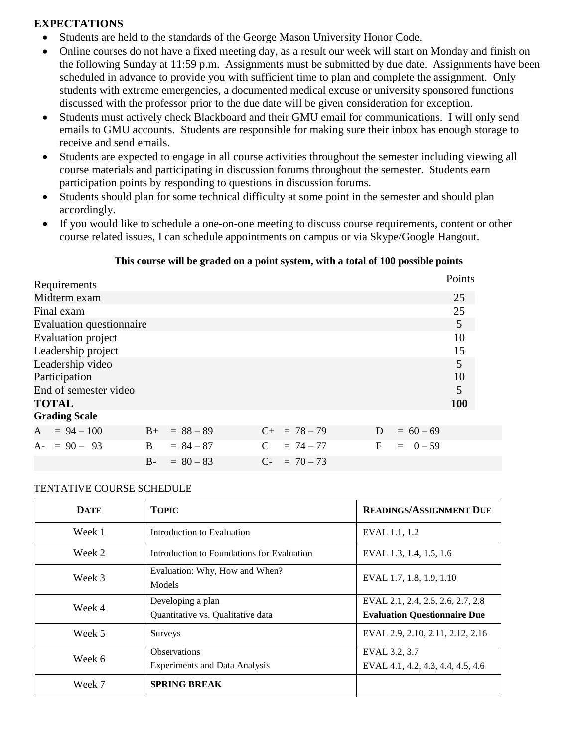**EXPECTATIONS**

- Students are held to the standards of the George Mason University Honor Code.
- Online courses do not have a fixed meeting day, as a result our week will start on Monday and finish on the following Sunday at 11:59 p.m. Assignments must be submitted by due date. Assignments have been scheduled in advance to provide you with sufficient time to plan and complete the assignment. Only students with extreme emergencies, a documented medical excuse or university sponsored functions discussed with the professor prior to the due date will be given consideration for exception.
- Students must actively check Blackboard and their GMU email for communications. I will only send emails to GMU accounts. Students are responsible for making sure their inbox has enough storage to receive and send emails.
- Students are expected to engage in all course activities throughout the semester including viewing all course materials and participating in discussion forums throughout the semester. Students earn participation points by responding to questions in discussion forums.
- Students should plan for some technical difficulty at some point in the semester and should plan accordingly.
- If you would like to schedule a one-on-one meeting to discuss course requirements, content or other course related issues, I can schedule appointments on campus or via Skype/Google Hangout.

**This course will be graded on a point system, with a total of 100 possible points**

| Requirements | Points |
|---|---|
| Midterm exam | 25 |
| Final exam | 25 |
| Evaluation questionnaire | 5 |
| Evaluation project | 10 |
| Leadership project | 15 |
| Leadership video | 5 |
| Participation | 10 |
| End of semester video | 5 |
| **TOTAL** | **100** |

**Grading Scale**

| | | | |
|---|---|---|---|
| A = 94 – 100 | B+ = 88 – 89 | C+ = 78 – 79 | D = 60 – 69 |
| A- = 90 – 93 | B = 84 – 87 | C = 74 – 77 | F = 0 – 59 |
| | B- = 80 – 83 | C- = 70 – 73 | |

TENTATIVE COURSE SCHEDULE

| **DATE** | **TOPIC** | **READINGS/ASSIGNMENT DUE** |
|---|---|---|
| Week 1 | Introduction to Evaluation | EVAL 1.1, 1.2 |
| Week 2 | Introduction to Foundations for Evaluation | EVAL 1.3, 1.4, 1.5, 1.6 |
| Week 3 | Evaluation: Why, How and When?<br>Models | EVAL 1.7, 1.8, 1.9, 1.10 |
| Week 4 | Developing a plan<br>Quantitative vs. Qualitative data | EVAL 2.1, 2.4, 2.5, 2.6, 2.7, 2.8<br>**Evaluation Questionnaire Due** |
| Week 5 | Surveys | EVAL 2.9, 2.10, 2.11, 2.12, 2.16 |
| Week 6 | Observations<br>Experiments and Data Analysis | EVAL 3.2, 3.7<br>EVAL 4.1, 4.2, 4.3, 4.4, 4.5, 4.6 |
| Week 7 | **SPRING BREAK** | |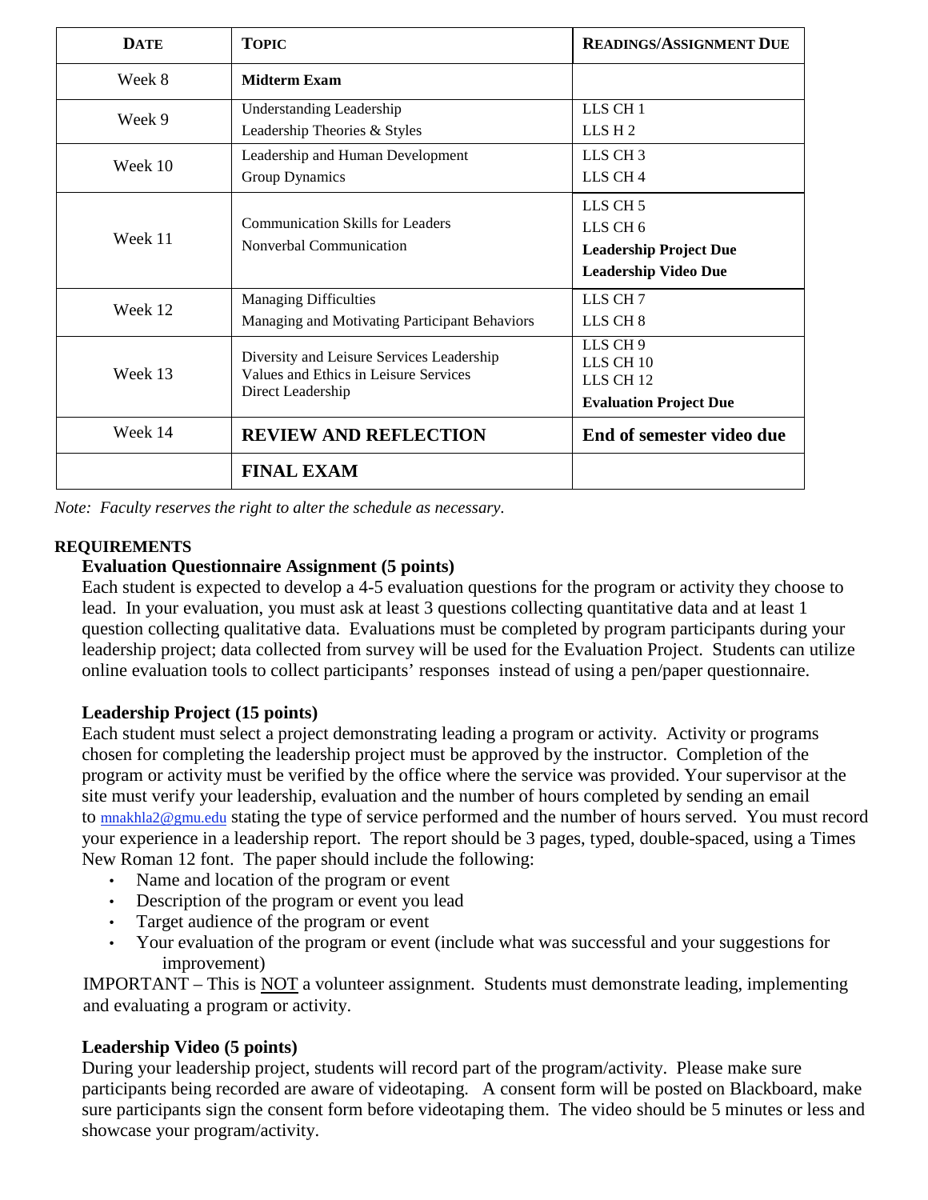| **DATE** | **TOPIC** | **READINGS/ASSIGNMENT DUE** |
|---|---|---|
| Week 8 | **Midterm Exam** | |
| Week 9 | Understanding Leadership<br>Leadership Theories & Styles | LLS CH 1<br>LLS H 2 |
| Week 10 | Leadership and Human Development<br>Group Dynamics | LLS CH 3<br>LLS CH 4 |
| Week 11 | Communication Skills for Leaders<br>Nonverbal Communication | LLS CH 5<br>LLS CH 6<br>**Leadership Project Due**<br>**Leadership Video Due** |
| Week 12 | Managing Difficulties<br>Managing and Motivating Participant Behaviors | LLS CH 7<br>LLS CH 8 |
| Week 13 | Diversity and Leisure Services Leadership<br>Values and Ethics in Leisure Services<br>Direct Leadership | LLS CH 9<br>LLS CH 10<br>LLS CH 12<br>**Evaluation Project Due** |
| Week 14 | **REVIEW AND REFLECTION** | **End of semester video due** |
| | **FINAL EXAM** | |

*Note: Faculty reserves the right to alter the schedule as necessary.*

**REQUIREMENTS**

**Evaluation Questionnaire Assignment (5 points)**

Each student is expected to develop a 4-5 evaluation questions for the program or activity they choose to lead. In your evaluation, you must ask at least 3 questions collecting quantitative data and at least 1 question collecting qualitative data. Evaluations must be completed by program participants during your leadership project; data collected from survey will be used for the Evaluation Project. Students can utilize online evaluation tools to collect participants' responses instead of using a pen/paper questionnaire.

**Leadership Project (15 points)**

Each student must select a project demonstrating leading a program or activity. Activity or programs chosen for completing the leadership project must be approved by the instructor. Completion of the program or activity must be verified by the office where the service was provided. Your supervisor at the site must verify your leadership, evaluation and the number of hours completed by sending an email to mnakhla2@gmu.edu stating the type of service performed and the number of hours served. You must record your experience in a leadership report. The report should be 3 pages, typed, double-spaced, using a Times New Roman 12 font. The paper should include the following:

- Name and location of the program or event
- Description of the program or event you lead
- Target audience of the program or event
- Your evaluation of the program or event (include what was successful and your suggestions for improvement)

IMPORTANT – This is NOT a volunteer assignment. Students must demonstrate leading, implementing and evaluating a program or activity.

**Leadership Video (5 points)**

During your leadership project, students will record part of the program/activity. Please make sure participants being recorded are aware of videotaping. A consent form will be posted on Blackboard, make sure participants sign the consent form before videotaping them. The video should be 5 minutes or less and showcase your program/activity.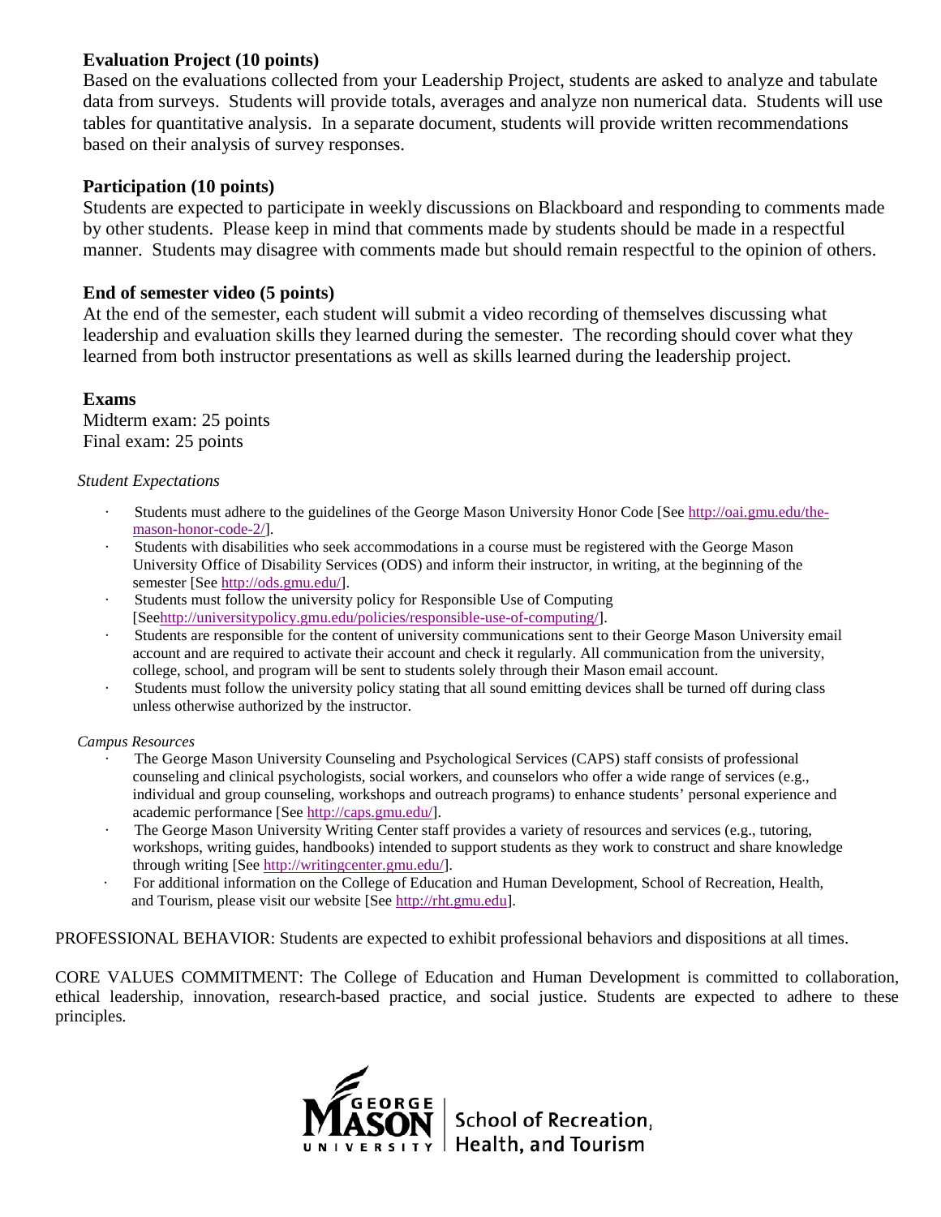**Evaluation Project (10 points)**

Based on the evaluations collected from your Leadership Project, students are asked to analyze and tabulate data from surveys. Students will provide totals, averages and analyze non numerical data. Students will use tables for quantitative analysis. In a separate document, students will provide written recommendations based on their analysis of survey responses.

**Participation (10 points)**

Students are expected to participate in weekly discussions on Blackboard and responding to comments made by other students. Please keep in mind that comments made by students should be made in a respectful manner. Students may disagree with comments made but should remain respectful to the opinion of others.

**End of semester video (5 points)**

At the end of the semester, each student will submit a video recording of themselves discussing what leadership and evaluation skills they learned during the semester. The recording should cover what they learned from both instructor presentations as well as skills learned during the leadership project.

**Exams**

Midterm exam: 25 points
Final exam: 25 points

*Student Expectations*

- Students must adhere to the guidelines of the George Mason University Honor Code [See http://oai.gmu.edu/the-mason-honor-code-2/].
- Students with disabilities who seek accommodations in a course must be registered with the George Mason University Office of Disability Services (ODS) and inform their instructor, in writing, at the beginning of the semester [See http://ods.gmu.edu/].
- Students must follow the university policy for Responsible Use of Computing [Seehttp://universitypolicy.gmu.edu/policies/responsible-use-of-computing/].
- Students are responsible for the content of university communications sent to their George Mason University email account and are required to activate their account and check it regularly. All communication from the university, college, school, and program will be sent to students solely through their Mason email account.
- Students must follow the university policy stating that all sound emitting devices shall be turned off during class unless otherwise authorized by the instructor.

*Campus Resources*

- The George Mason University Counseling and Psychological Services (CAPS) staff consists of professional counseling and clinical psychologists, social workers, and counselors who offer a wide range of services (e.g., individual and group counseling, workshops and outreach programs) to enhance students' personal experience and academic performance [See http://caps.gmu.edu/].
- The George Mason University Writing Center staff provides a variety of resources and services (e.g., tutoring, workshops, writing guides, handbooks) intended to support students as they work to construct and share knowledge through writing [See http://writingcenter.gmu.edu/].
- For additional information on the College of Education and Human Development, School of Recreation, Health, and Tourism, please visit our website [See http://rht.gmu.edu].

PROFESSIONAL BEHAVIOR: Students are expected to exhibit professional behaviors and dispositions at all times.

CORE VALUES COMMITMENT: The College of Education and Human Development is committed to collaboration, ethical leadership, innovation, research-based practice, and social justice. Students are expected to adhere to these principles.

GEORGE MASON UNIVERSITY | School of Recreation, Health, and Tourism